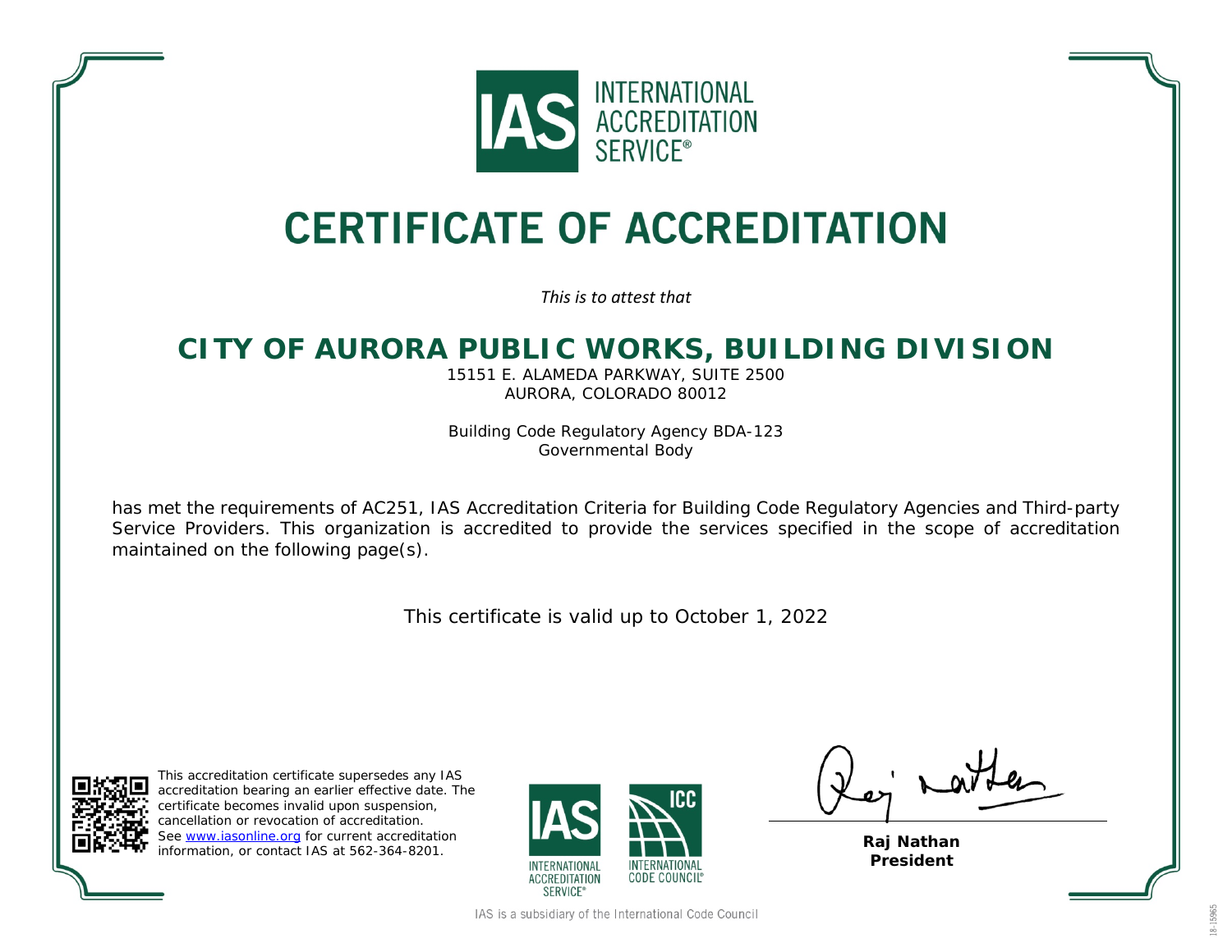INTERNATIONAL ACCREDITATION SERVICE®

# CERTIFICATE OF ACCREDITATION

*This is to attest that*

## CITY OF AURORA PUBLIC WORKS, BUILDING DIVISION

15151 E. ALAMEDA PARKWAY, SUITE 2500
AURORA, COLORADO 80012

Building Code Regulatory Agency BDA-123
Governmental Body

has met the requirements of AC251, IAS Accreditation Criteria for Building Code Regulatory Agencies and Third-party Service Providers. This organization is accredited to provide the services specified in the scope of accreditation maintained on the following page(s).

This certificate is valid up to October 1, 2022

This accreditation certificate supersedes any IAS accreditation bearing an earlier effective date. The certificate becomes invalid upon suspension, cancellation or revocation of accreditation. See www.iasonline.org for current accreditation information, or contact IAS at 562-364-8201.

INTERNATIONAL ACCREDITATION SERVICE® | INTERNATIONAL CODE COUNCIL®

**Raj Nathan**
**President**

IAS is a subsidiary of the International Code Council

18-15965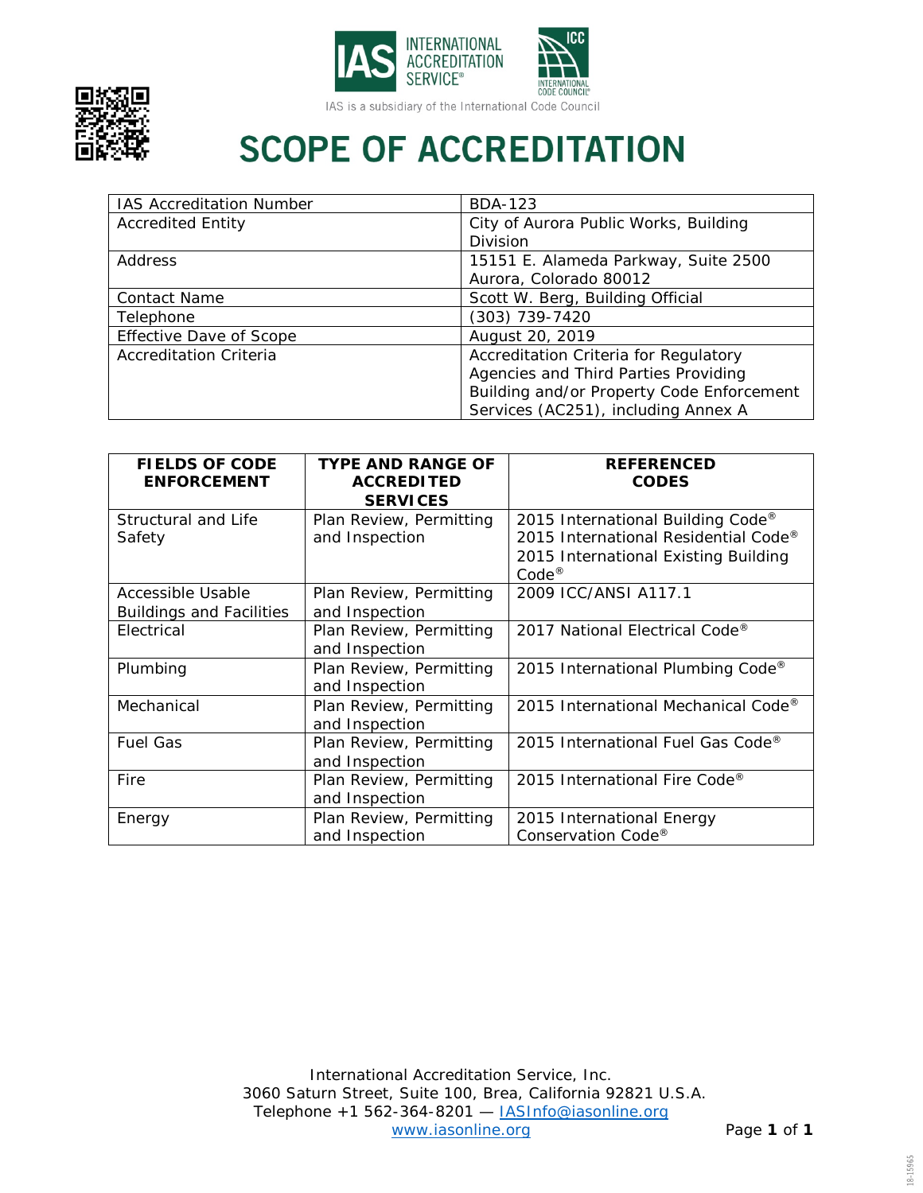IAS INTERNATIONAL ACCREDITATION SERVICE®

ICC INTERNATIONAL CODE COUNCIL®

IAS is a subsidiary of the International Code Council

# SCOPE OF ACCREDITATION

| | |
|---|---|
| IAS Accreditation Number | BDA-123 |
| Accredited Entity | City of Aurora Public Works, Building Division |
| Address | 15151 E. Alameda Parkway, Suite 2500 Aurora, Colorado 80012 |
| Contact Name | Scott W. Berg, Building Official |
| Telephone | (303) 739-7420 |
| Effective Dave of Scope | August 20, 2019 |
| Accreditation Criteria | Accreditation Criteria for Regulatory Agencies and Third Parties Providing Building and/or Property Code Enforcement Services (AC251), including Annex A |

| FIELDS OF CODE ENFORCEMENT | TYPE AND RANGE OF ACCREDITED SERVICES | REFERENCED CODES |
|---|---|---|
| Structural and Life Safety | Plan Review, Permitting and Inspection | 2015 International Building Code® 2015 International Residential Code® 2015 International Existing Building Code® |
| Accessible Usable Buildings and Facilities | Plan Review, Permitting and Inspection | 2009 ICC/ANSI A117.1 |
| Electrical | Plan Review, Permitting and Inspection | 2017 National Electrical Code® |
| Plumbing | Plan Review, Permitting and Inspection | 2015 International Plumbing Code® |
| Mechanical | Plan Review, Permitting and Inspection | 2015 International Mechanical Code® |
| Fuel Gas | Plan Review, Permitting and Inspection | 2015 International Fuel Gas Code® |
| Fire | Plan Review, Permitting and Inspection | 2015 International Fire Code® |
| Energy | Plan Review, Permitting and Inspection | 2015 International Energy Conservation Code® |

International Accreditation Service, Inc.
3060 Saturn Street, Suite 100, Brea, California 92821 U.S.A.
Telephone +1 562-364-8201 — IASInfo@iasonline.org
www.iasonline.org